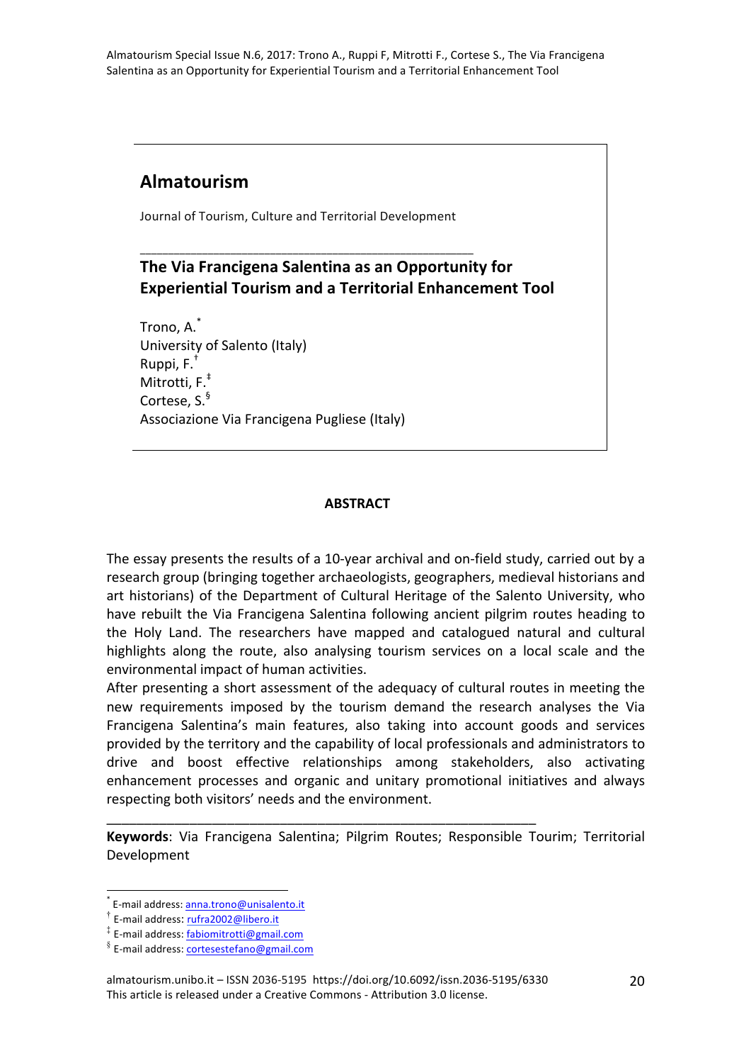# Almatourism

Journal of Tourism, Culture and Territorial Development

---

## The Via Francigena Salentina as an Opportunity for Experiential Tourism and a Territorial Enhancement Tool

Trono, A.[*]
University of Salento (Italy)
Ruppi, F.[†]
Mitrotti, F.[‡]
Cortese, S.[§]
Associazione Via Francigena Pugliese (Italy)

**ABSTRACT**

The essay presents the results of a 10-year archival and on-field study, carried out by a research group (bringing together archaeologists, geographers, medieval historians and art historians) of the Department of Cultural Heritage of the Salento University, who have rebuilt the Via Francigena Salentina following ancient pilgrim routes heading to the Holy Land. The researchers have mapped and catalogued natural and cultural highlights along the route, also analysing tourism services on a local scale and the environmental impact of human activities.

After presenting a short assessment of the adequacy of cultural routes in meeting the new requirements imposed by the tourism demand the research analyses the Via Francigena Salentina's main features, also taking into account goods and services provided by the territory and the capability of local professionals and administrators to drive and boost effective relationships among stakeholders, also activating enhancement processes and organic and unitary promotional initiatives and always respecting both visitors' needs and the environment.

---

**Keywords**: Via Francigena Salentina; Pilgrim Routes; Responsible Tourim; Territorial Development

---

[*] E-mail address: anna.trono@unisalento.it
[†] E-mail address: rufra2002@libero.it
[‡] E-mail address: fabiomitrotti@gmail.com
[§] E-mail address: cortesestefano@gmail.com

almatourism.unibo.it – ISSN 2036-5195 https://doi.org/10.6092/issn.2036-5195/6330
This article is released under a Creative Commons - Attribution 3.0 license.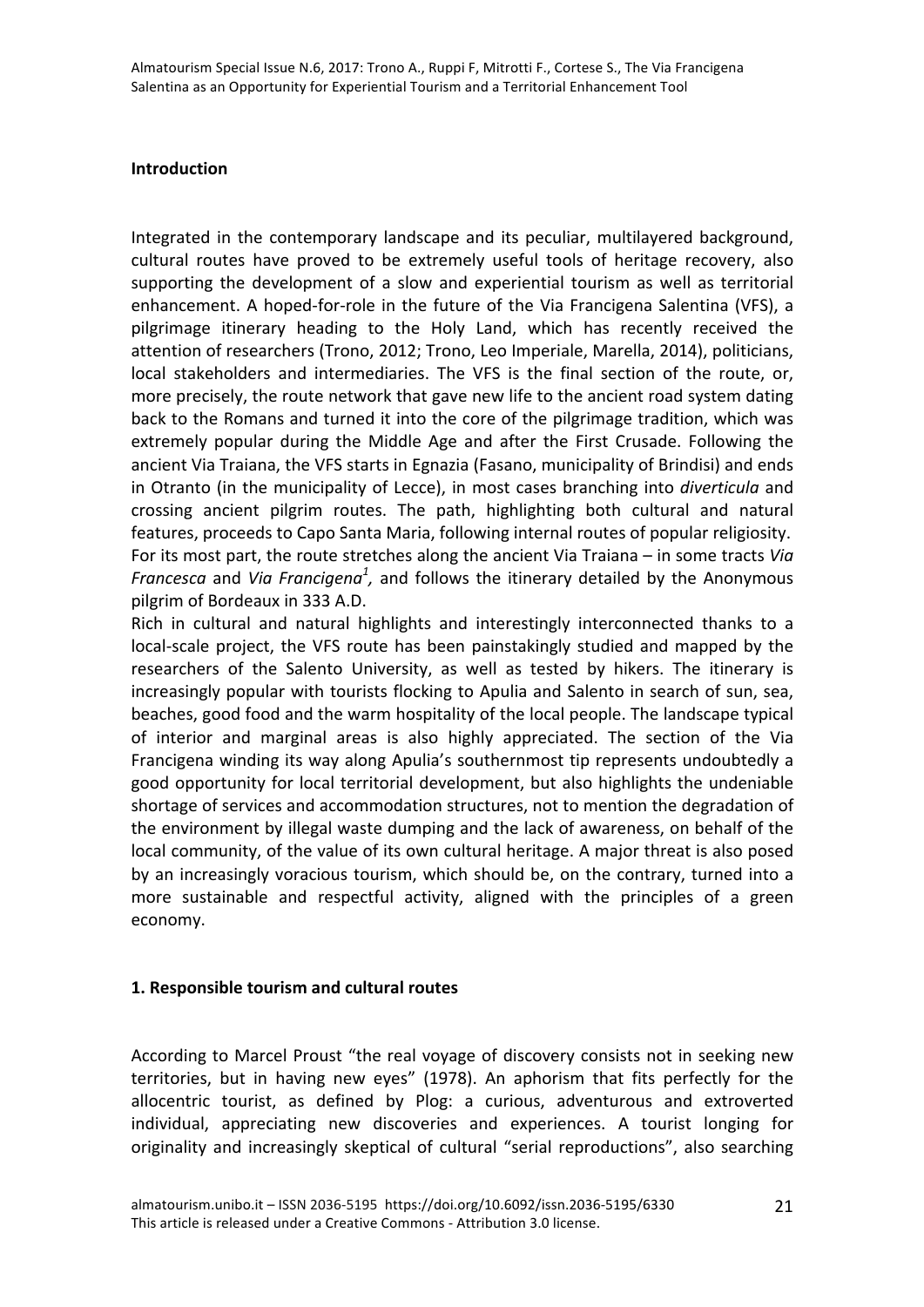## Introduction

Integrated in the contemporary landscape and its peculiar, multilayered background, cultural routes have proved to be extremely useful tools of heritage recovery, also supporting the development of a slow and experiential tourism as well as territorial enhancement. A hoped-for-role in the future of the Via Francigena Salentina (VFS), a pilgrimage itinerary heading to the Holy Land, which has recently received the attention of researchers (Trono, 2012; Trono, Leo Imperiale, Marella, 2014), politicians, local stakeholders and intermediaries. The VFS is the final section of the route, or, more precisely, the route network that gave new life to the ancient road system dating back to the Romans and turned it into the core of the pilgrimage tradition, which was extremely popular during the Middle Age and after the First Crusade. Following the ancient Via Traiana, the VFS starts in Egnazia (Fasano, municipality of Brindisi) and ends in Otranto (in the municipality of Lecce), in most cases branching into *diverticula* and crossing ancient pilgrim routes. The path, highlighting both cultural and natural features, proceeds to Capo Santa Maria, following internal routes of popular religiosity. For its most part, the route stretches along the ancient Via Traiana – in some tracts *Via Francesca* and *Via Francigena*[1], and follows the itinerary detailed by the Anonymous pilgrim of Bordeaux in 333 A.D.

Rich in cultural and natural highlights and interestingly interconnected thanks to a local-scale project, the VFS route has been painstakingly studied and mapped by the researchers of the Salento University, as well as tested by hikers. The itinerary is increasingly popular with tourists flocking to Apulia and Salento in search of sun, sea, beaches, good food and the warm hospitality of the local people. The landscape typical of interior and marginal areas is also highly appreciated. The section of the Via Francigena winding its way along Apulia's southernmost tip represents undoubtedly a good opportunity for local territorial development, but also highlights the undeniable shortage of services and accommodation structures, not to mention the degradation of the environment by illegal waste dumping and the lack of awareness, on behalf of the local community, of the value of its own cultural heritage. A major threat is also posed by an increasingly voracious tourism, which should be, on the contrary, turned into a more sustainable and respectful activity, aligned with the principles of a green economy.

## 1. Responsible tourism and cultural routes

According to Marcel Proust "the real voyage of discovery consists not in seeking new territories, but in having new eyes" (1978). An aphorism that fits perfectly for the allocentric tourist, as defined by Plog: a curious, adventurous and extroverted individual, appreciating new discoveries and experiences. A tourist longing for originality and increasingly skeptical of cultural "serial reproductions", also searching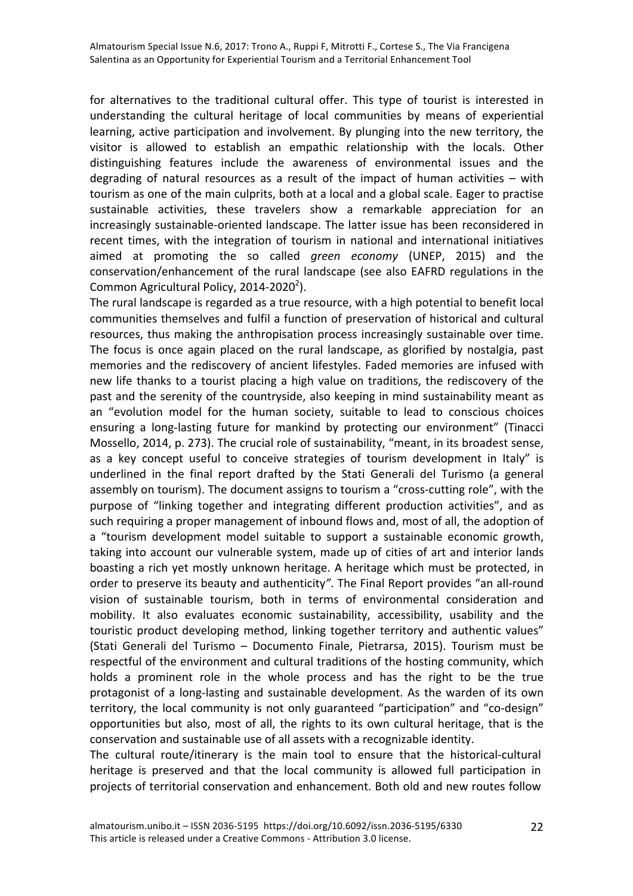for alternatives to the traditional cultural offer. This type of tourist is interested in understanding the cultural heritage of local communities by means of experiential learning, active participation and involvement. By plunging into the new territory, the visitor is allowed to establish an empathic relationship with the locals. Other distinguishing features include the awareness of environmental issues and the degrading of natural resources as a result of the impact of human activities – with tourism as one of the main culprits, both at a local and a global scale. Eager to practise sustainable activities, these travelers show a remarkable appreciation for an increasingly sustainable-oriented landscape. The latter issue has been reconsidered in recent times, with the integration of tourism in national and international initiatives aimed at promoting the so called *green economy* (UNEP, 2015) and the conservation/enhancement of the rural landscape (see also EAFRD regulations in the Common Agricultural Policy, 2014-2020[2]).

The rural landscape is regarded as a true resource, with a high potential to benefit local communities themselves and fulfil a function of preservation of historical and cultural resources, thus making the anthropisation process increasingly sustainable over time. The focus is once again placed on the rural landscape, as glorified by nostalgia, past memories and the rediscovery of ancient lifestyles. Faded memories are infused with new life thanks to a tourist placing a high value on traditions, the rediscovery of the past and the serenity of the countryside, also keeping in mind sustainability meant as an "evolution model for the human society, suitable to lead to conscious choices ensuring a long-lasting future for mankind by protecting our environment" (Tinacci Mossello, 2014, p. 273). The crucial role of sustainability, "meant, in its broadest sense, as a key concept useful to conceive strategies of tourism development in Italy" is underlined in the final report drafted by the Stati Generali del Turismo (a general assembly on tourism). The document assigns to tourism a "cross-cutting role", with the purpose of "linking together and integrating different production activities", and as such requiring a proper management of inbound flows and, most of all, the adoption of a "tourism development model suitable to support a sustainable economic growth, taking into account our vulnerable system, made up of cities of art and interior lands boasting a rich yet mostly unknown heritage. A heritage which must be protected, in order to preserve its beauty and authenticity*"*. The Final Report provides "an all-round vision of sustainable tourism, both in terms of environmental consideration and mobility. It also evaluates economic sustainability, accessibility, usability and the touristic product developing method, linking together territory and authentic values" (Stati Generali del Turismo – Documento Finale, Pietrarsa, 2015). Tourism must be respectful of the environment and cultural traditions of the hosting community, which holds a prominent role in the whole process and has the right to be the true protagonist of a long-lasting and sustainable development. As the warden of its own territory, the local community is not only guaranteed "participation" and "co-design" opportunities but also, most of all, the rights to its own cultural heritage, that is the conservation and sustainable use of all assets with a recognizable identity.

The cultural route/itinerary is the main tool to ensure that the historical-cultural heritage is preserved and that the local community is allowed full participation in projects of territorial conservation and enhancement. Both old and new routes follow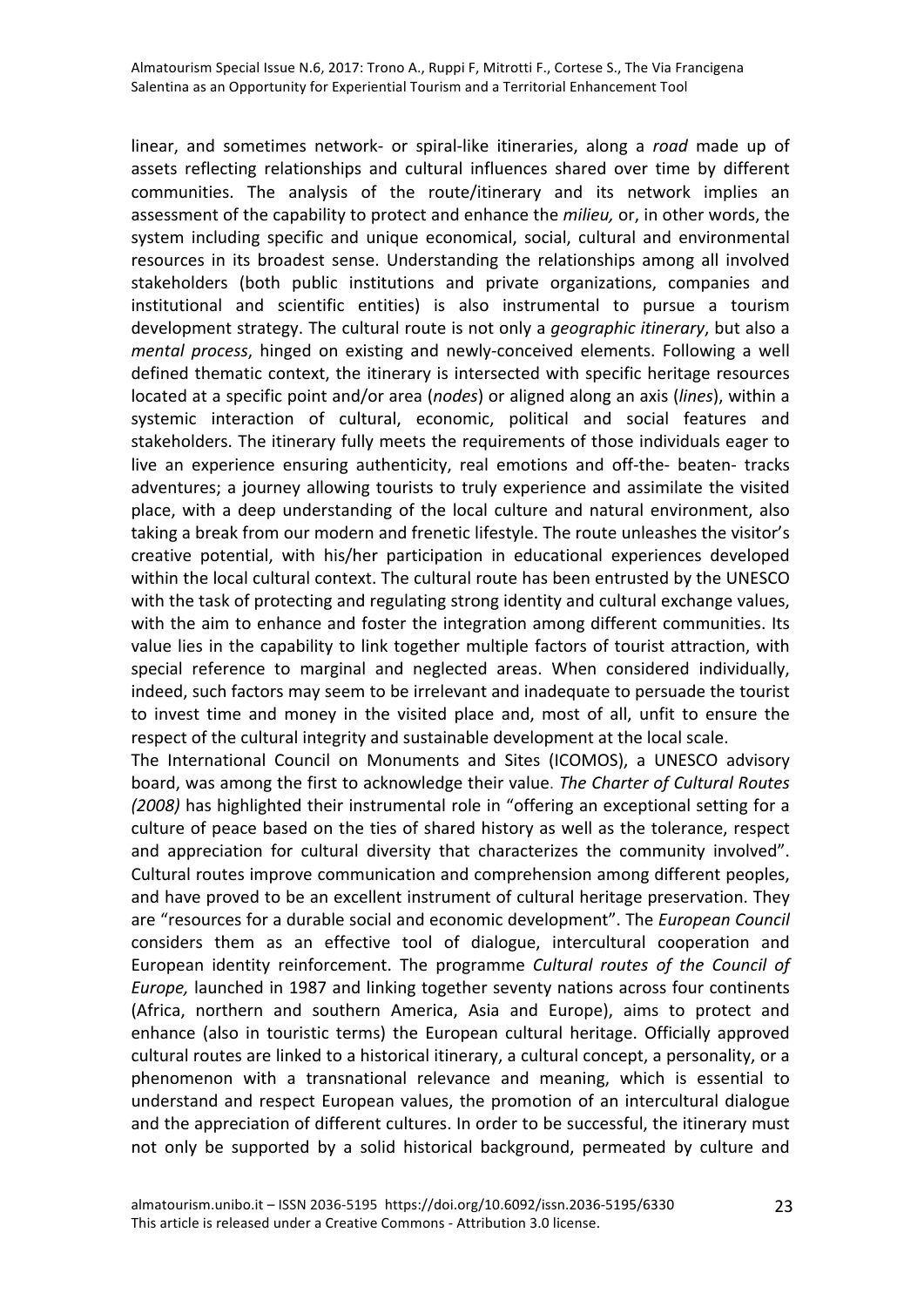linear, and sometimes network- or spiral-like itineraries, along a *road* made up of assets reflecting relationships and cultural influences shared over time by different communities. The analysis of the route/itinerary and its network implies an assessment of the capability to protect and enhance the *milieu,* or, in other words, the system including specific and unique economical, social, cultural and environmental resources in its broadest sense. Understanding the relationships among all involved stakeholders (both public institutions and private organizations, companies and institutional and scientific entities) is also instrumental to pursue a tourism development strategy. The cultural route is not only a *geographic itinerary*, but also a *mental process*, hinged on existing and newly-conceived elements. Following a well defined thematic context, the itinerary is intersected with specific heritage resources located at a specific point and/or area (*nodes*) or aligned along an axis (*lines*), within a systemic interaction of cultural, economic, political and social features and stakeholders. The itinerary fully meets the requirements of those individuals eager to live an experience ensuring authenticity, real emotions and off-the- beaten- tracks adventures; a journey allowing tourists to truly experience and assimilate the visited place, with a deep understanding of the local culture and natural environment, also taking a break from our modern and frenetic lifestyle. The route unleashes the visitor's creative potential, with his/her participation in educational experiences developed within the local cultural context. The cultural route has been entrusted by the UNESCO with the task of protecting and regulating strong identity and cultural exchange values, with the aim to enhance and foster the integration among different communities. Its value lies in the capability to link together multiple factors of tourist attraction, with special reference to marginal and neglected areas. When considered individually, indeed, such factors may seem to be irrelevant and inadequate to persuade the tourist to invest time and money in the visited place and, most of all, unfit to ensure the respect of the cultural integrity and sustainable development at the local scale.

The International Council on Monuments and Sites (ICOMOS), a UNESCO advisory board, was among the first to acknowledge their value. *The Charter of Cultural Routes (2008)* has highlighted their instrumental role in "offering an exceptional setting for a culture of peace based on the ties of shared history as well as the tolerance, respect and appreciation for cultural diversity that characterizes the community involved". Cultural routes improve communication and comprehension among different peoples, and have proved to be an excellent instrument of cultural heritage preservation. They are "resources for a durable social and economic development". The *European Council* considers them as an effective tool of dialogue, intercultural cooperation and European identity reinforcement. The programme *Cultural routes of the Council of Europe,* launched in 1987 and linking together seventy nations across four continents (Africa, northern and southern America, Asia and Europe), aims to protect and enhance (also in touristic terms) the European cultural heritage. Officially approved cultural routes are linked to a historical itinerary, a cultural concept, a personality, or a phenomenon with a transnational relevance and meaning, which is essential to understand and respect European values, the promotion of an intercultural dialogue and the appreciation of different cultures. In order to be successful, the itinerary must not only be supported by a solid historical background, permeated by culture and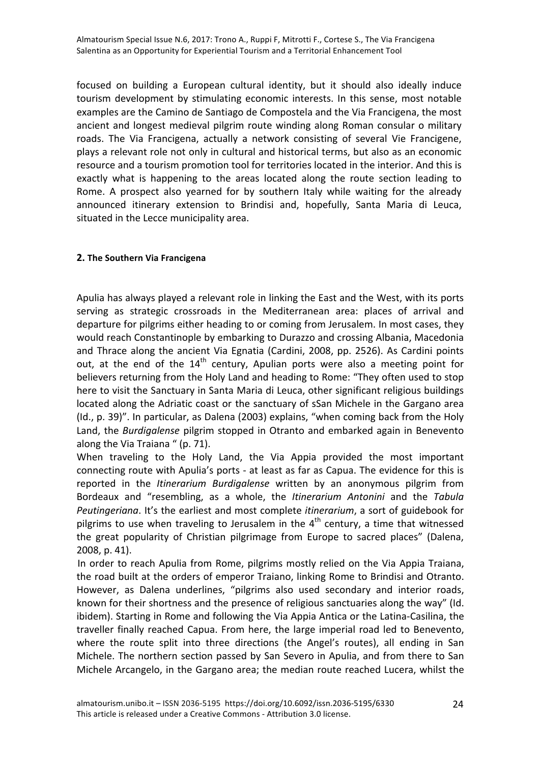focused on building a European cultural identity, but it should also ideally induce tourism development by stimulating economic interests. In this sense, most notable examples are the Camino de Santiago de Compostela and the Via Francigena, the most ancient and longest medieval pilgrim route winding along Roman consular o military roads. The Via Francigena, actually a network consisting of several Vie Francigene, plays a relevant role not only in cultural and historical terms, but also as an economic resource and a tourism promotion tool for territories located in the interior. And this is exactly what is happening to the areas located along the route section leading to Rome. A prospect also yearned for by southern Italy while waiting for the already announced itinerary extension to Brindisi and, hopefully, Santa Maria di Leuca, situated in the Lecce municipality area.

## 2. The Southern Via Francigena

Apulia has always played a relevant role in linking the East and the West, with its ports serving as strategic crossroads in the Mediterranean area: places of arrival and departure for pilgrims either heading to or coming from Jerusalem. In most cases, they would reach Constantinople by embarking to Durazzo and crossing Albania, Macedonia and Thrace along the ancient Via Egnatia (Cardini, 2008, pp. 2526). As Cardini points out, at the end of the 14th century, Apulian ports were also a meeting point for believers returning from the Holy Land and heading to Rome: "They often used to stop here to visit the Sanctuary in Santa Maria di Leuca, other significant religious buildings located along the Adriatic coast or the sanctuary of sSan Michele in the Gargano area (Id., p. 39)". In particular, as Dalena (2003) explains, "when coming back from the Holy Land, the *Burdigalense* pilgrim stopped in Otranto and embarked again in Benevento along the Via Traiana " (p. 71).

When traveling to the Holy Land, the Via Appia provided the most important connecting route with Apulia's ports - at least as far as Capua. The evidence for this is reported in the *Itinerarium Burdigalense* written by an anonymous pilgrim from Bordeaux and "resembling, as a whole, the *Itinerarium Antonini* and the *Tabula Peutingeriana*. It's the earliest and most complete *itinerarium*, a sort of guidebook for pilgrims to use when traveling to Jerusalem in the 4th century, a time that witnessed the great popularity of Christian pilgrimage from Europe to sacred places" (Dalena, 2008, p. 41).

In order to reach Apulia from Rome, pilgrims mostly relied on the Via Appia Traiana, the road built at the orders of emperor Traiano, linking Rome to Brindisi and Otranto. However, as Dalena underlines, "pilgrims also used secondary and interior roads, known for their shortness and the presence of religious sanctuaries along the way" (Id. ibidem). Starting in Rome and following the Via Appia Antica or the Latina-Casilina, the traveller finally reached Capua. From here, the large imperial road led to Benevento, where the route split into three directions (the Angel's routes), all ending in San Michele. The northern section passed by San Severo in Apulia, and from there to San Michele Arcangelo, in the Gargano area; the median route reached Lucera, whilst the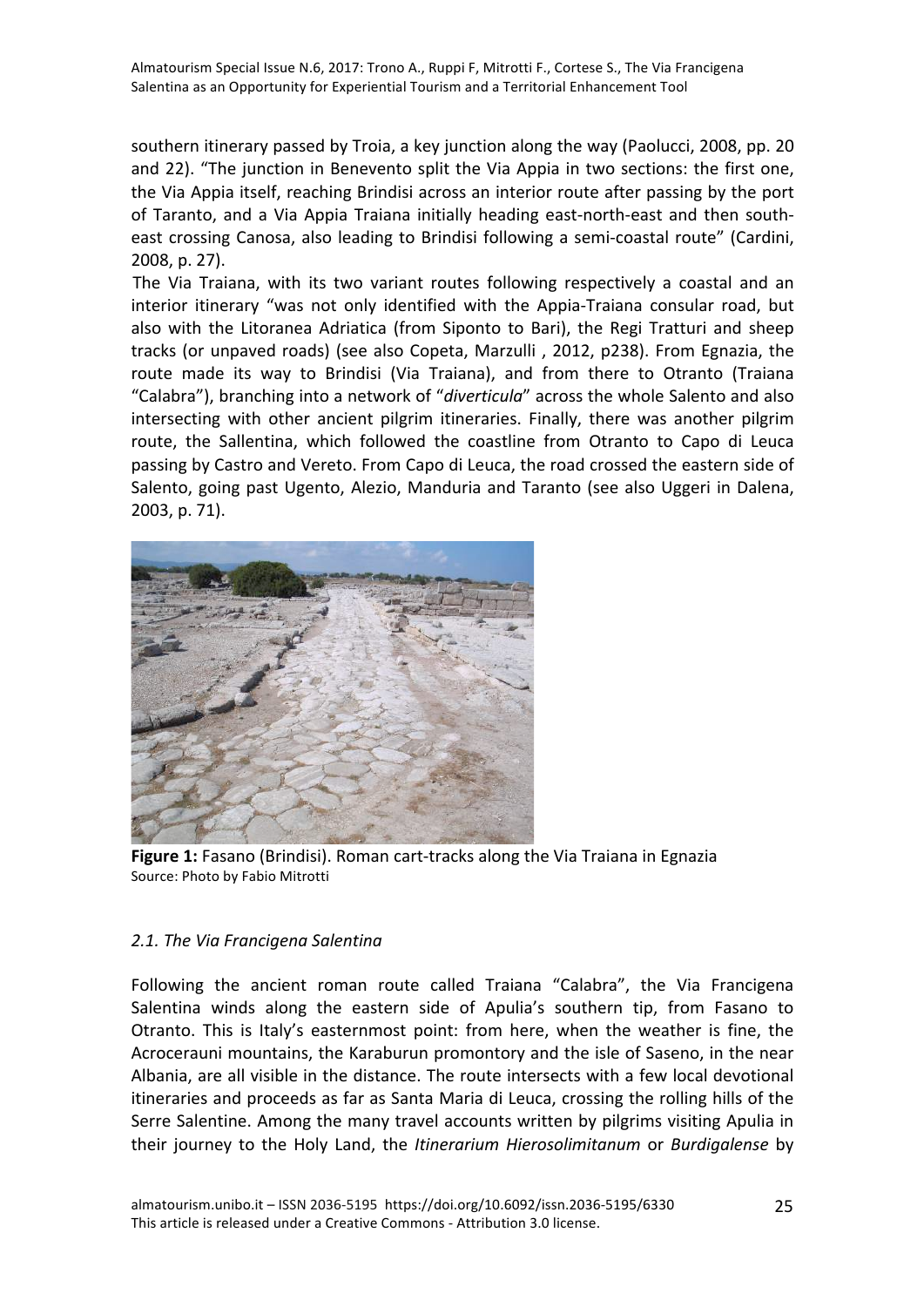southern itinerary passed by Troia, a key junction along the way (Paolucci, 2008, pp. 20 and 22). "The junction in Benevento split the Via Appia in two sections: the first one, the Via Appia itself, reaching Brindisi across an interior route after passing by the port of Taranto, and a Via Appia Traiana initially heading east-north-east and then south-east crossing Canosa, also leading to Brindisi following a semi-coastal route" (Cardini, 2008, p. 27).

The Via Traiana, with its two variant routes following respectively a coastal and an interior itinerary "was not only identified with the Appia-Traiana consular road, but also with the Litoranea Adriatica (from Siponto to Bari), the Regi Tratturi and sheep tracks (or unpaved roads) (see also Copeta, Marzulli , 2012, p238). From Egnazia, the route made its way to Brindisi (Via Traiana), and from there to Otranto (Traiana "Calabra"), branching into a network of "*diverticula*" across the whole Salento and also intersecting with other ancient pilgrim itineraries. Finally, there was another pilgrim route, the Sallentina, which followed the coastline from Otranto to Capo di Leuca passing by Castro and Vereto. From Capo di Leuca, the road crossed the eastern side of Salento, going past Ugento, Alezio, Manduria and Taranto (see also Uggeri in Dalena, 2003, p. 71).

**Figure 1:** Fasano (Brindisi). Roman cart-tracks along the Via Traiana in Egnazia
Source: Photo by Fabio Mitrotti

### *2.1. The Via Francigena Salentina*

Following the ancient roman route called Traiana "Calabra", the Via Francigena Salentina winds along the eastern side of Apulia's southern tip, from Fasano to Otranto. This is Italy's easternmost point: from here, when the weather is fine, the Acrocerauni mountains, the Karaburun promontory and the isle of Saseno, in the near Albania, are all visible in the distance. The route intersects with a few local devotional itineraries and proceeds as far as Santa Maria di Leuca, crossing the rolling hills of the Serre Salentine. Among the many travel accounts written by pilgrims visiting Apulia in their journey to the Holy Land, the *Itinerarium Hierosolimitanum* or *Burdigalense* by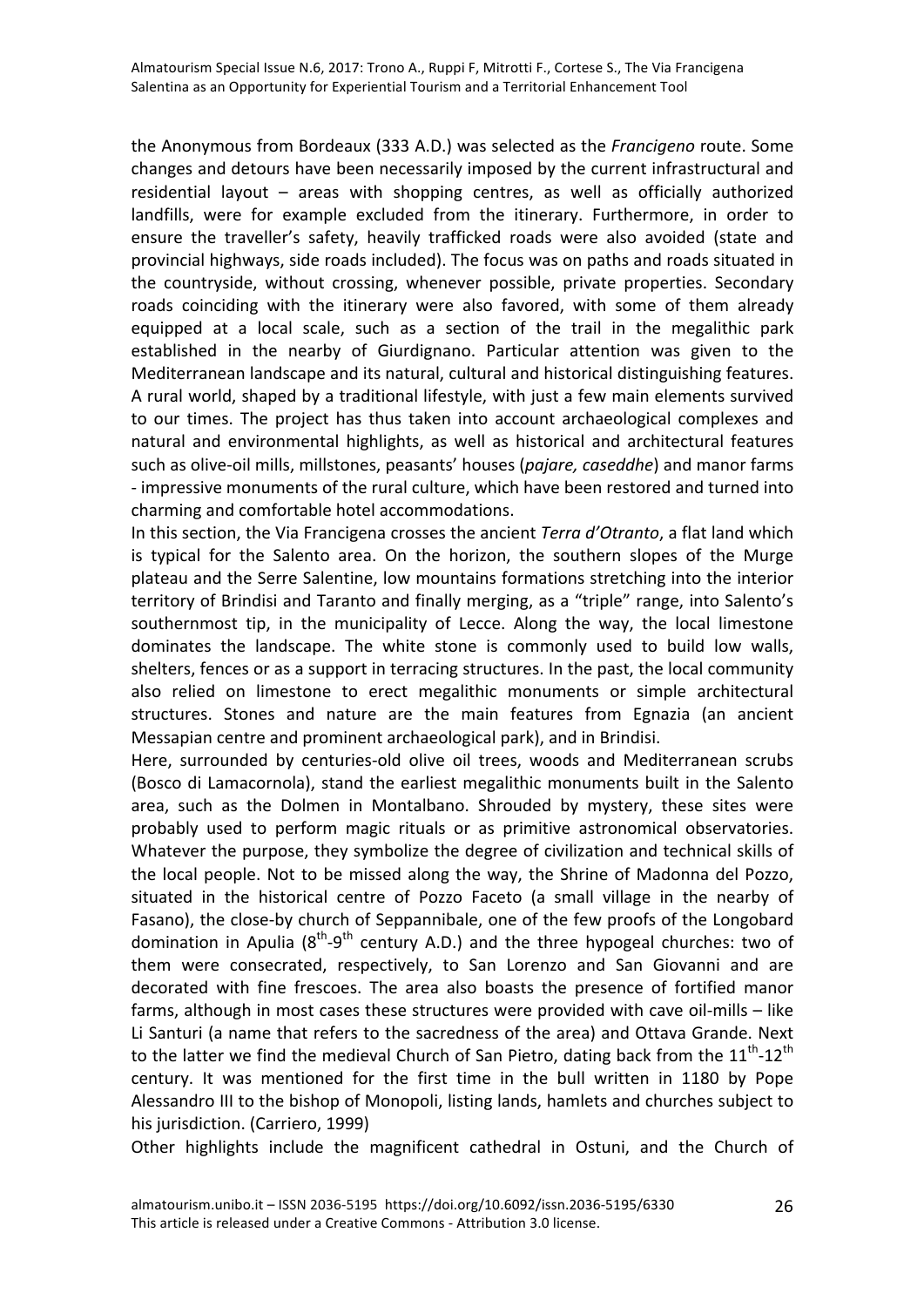the Anonymous from Bordeaux (333 A.D.) was selected as the *Francigeno* route. Some changes and detours have been necessarily imposed by the current infrastructural and residential layout – areas with shopping centres, as well as officially authorized landfills, were for example excluded from the itinerary. Furthermore, in order to ensure the traveller's safety, heavily trafficked roads were also avoided (state and provincial highways, side roads included). The focus was on paths and roads situated in the countryside, without crossing, whenever possible, private properties. Secondary roads coinciding with the itinerary were also favored, with some of them already equipped at a local scale, such as a section of the trail in the megalithic park established in the nearby of Giurdignano. Particular attention was given to the Mediterranean landscape and its natural, cultural and historical distinguishing features. A rural world, shaped by a traditional lifestyle, with just a few main elements survived to our times. The project has thus taken into account archaeological complexes and natural and environmental highlights, as well as historical and architectural features such as olive-oil mills, millstones, peasants' houses (*pajare, caseddhe*) and manor farms - impressive monuments of the rural culture, which have been restored and turned into charming and comfortable hotel accommodations.

In this section, the Via Francigena crosses the ancient *Terra d'Otranto*, a flat land which is typical for the Salento area. On the horizon, the southern slopes of the Murge plateau and the Serre Salentine, low mountains formations stretching into the interior territory of Brindisi and Taranto and finally merging, as a "triple" range, into Salento's southernmost tip, in the municipality of Lecce. Along the way, the local limestone dominates the landscape. The white stone is commonly used to build low walls, shelters, fences or as a support in terracing structures. In the past, the local community also relied on limestone to erect megalithic monuments or simple architectural structures. Stones and nature are the main features from Egnazia (an ancient Messapian centre and prominent archaeological park), and in Brindisi.

Here, surrounded by centuries-old olive oil trees, woods and Mediterranean scrubs (Bosco di Lamacornola), stand the earliest megalithic monuments built in the Salento area, such as the Dolmen in Montalbano. Shrouded by mystery, these sites were probably used to perform magic rituals or as primitive astronomical observatories. Whatever the purpose, they symbolize the degree of civilization and technical skills of the local people. Not to be missed along the way, the Shrine of Madonna del Pozzo, situated in the historical centre of Pozzo Faceto (a small village in the nearby of Fasano), the close-by church of Seppannibale, one of the few proofs of the Longobard domination in Apulia (8th-9th century A.D.) and the three hypogeal churches: two of them were consecrated, respectively, to San Lorenzo and San Giovanni and are decorated with fine frescoes. The area also boasts the presence of fortified manor farms, although in most cases these structures were provided with cave oil-mills – like Li Santuri (a name that refers to the sacredness of the area) and Ottava Grande. Next to the latter we find the medieval Church of San Pietro, dating back from the 11th-12th century. It was mentioned for the first time in the bull written in 1180 by Pope Alessandro III to the bishop of Monopoli, listing lands, hamlets and churches subject to his jurisdiction. (Carriero, 1999)

Other highlights include the magnificent cathedral in Ostuni, and the Church of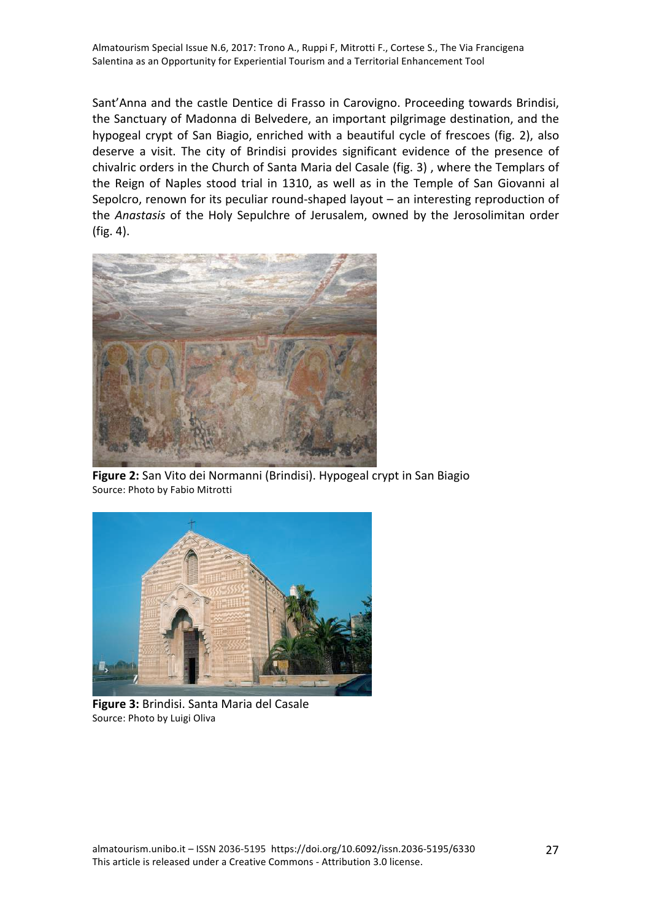Sant'Anna and the castle Dentice di Frasso in Carovigno. Proceeding towards Brindisi, the Sanctuary of Madonna di Belvedere, an important pilgrimage destination, and the hypogeal crypt of San Biagio, enriched with a beautiful cycle of frescoes (fig. 2), also deserve a visit. The city of Brindisi provides significant evidence of the presence of chivalric orders in the Church of Santa Maria del Casale (fig. 3) , where the Templars of the Reign of Naples stood trial in 1310, as well as in the Temple of San Giovanni al Sepolcro, renown for its peculiar round-shaped layout – an interesting reproduction of the *Anastasis* of the Holy Sepulchre of Jerusalem, owned by the Jerosolimitan order (fig. 4).

**Figure 2:** San Vito dei Normanni (Brindisi). Hypogeal crypt in San Biagio
Source: Photo by Fabio Mitrotti

**Figure 3:** Brindisi. Santa Maria del Casale
Source: Photo by Luigi Oliva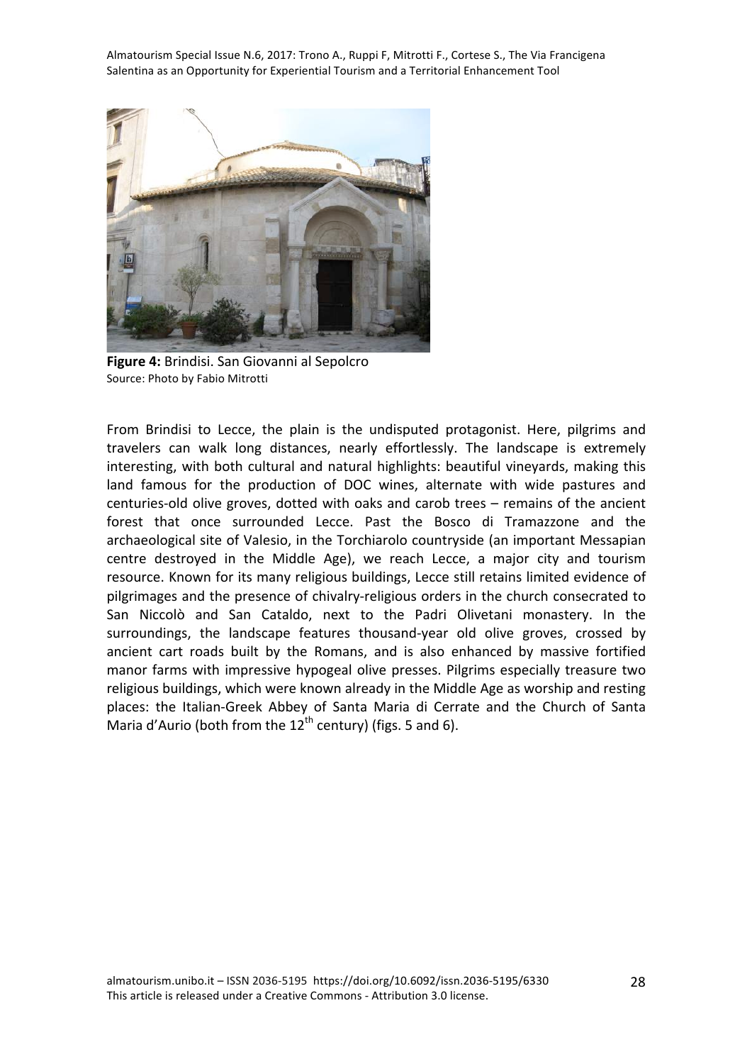**Figure 4:** Brindisi. San Giovanni al Sepolcro
Source: Photo by Fabio Mitrotti

From Brindisi to Lecce, the plain is the undisputed protagonist. Here, pilgrims and travelers can walk long distances, nearly effortlessly. The landscape is extremely interesting, with both cultural and natural highlights: beautiful vineyards, making this land famous for the production of DOC wines, alternate with wide pastures and centuries-old olive groves, dotted with oaks and carob trees – remains of the ancient forest that once surrounded Lecce. Past the Bosco di Tramazzone and the archaeological site of Valesio, in the Torchiarolo countryside (an important Messapian centre destroyed in the Middle Age), we reach Lecce, a major city and tourism resource. Known for its many religious buildings, Lecce still retains limited evidence of pilgrimages and the presence of chivalry-religious orders in the church consecrated to San Niccolò and San Cataldo, next to the Padri Olivetani monastery. In the surroundings, the landscape features thousand-year old olive groves, crossed by ancient cart roads built by the Romans, and is also enhanced by massive fortified manor farms with impressive hypogeal olive presses. Pilgrims especially treasure two religious buildings, which were known already in the Middle Age as worship and resting places: the Italian-Greek Abbey of Santa Maria di Cerrate and the Church of Santa Maria d'Aurio (both from the 12th century) (figs. 5 and 6).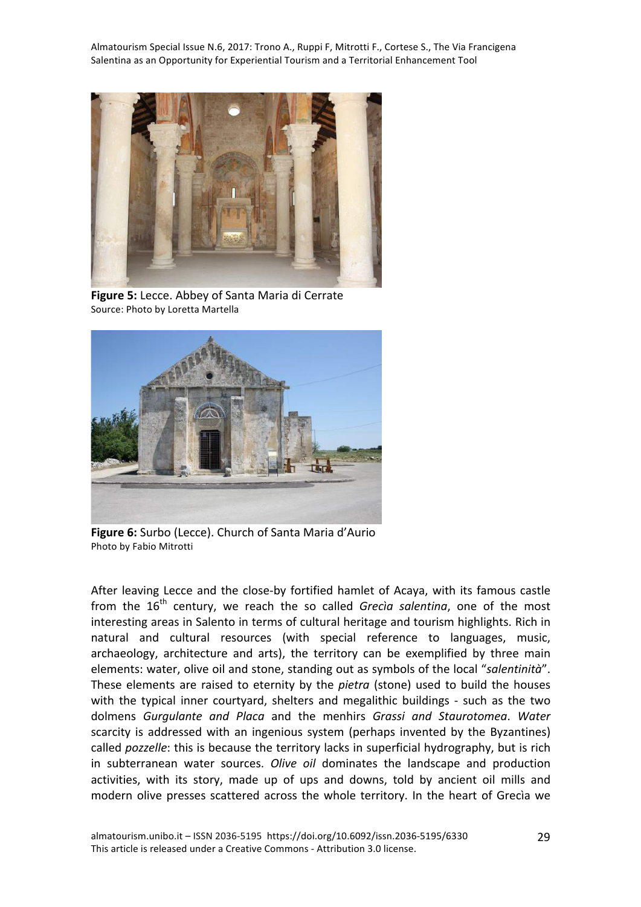**Figure 5:** Lecce. Abbey of Santa Maria di Cerrate
Source: Photo by Loretta Martella

**Figure 6:** Surbo (Lecce). Church of Santa Maria d'Aurio
Photo by Fabio Mitrotti

After leaving Lecce and the close-by fortified hamlet of Acaya, with its famous castle from the 16th century, we reach the so called *Grecìa salentina*, one of the most interesting areas in Salento in terms of cultural heritage and tourism highlights. Rich in natural and cultural resources (with special reference to languages, music, archaeology, architecture and arts), the territory can be exemplified by three main elements: water, olive oil and stone, standing out as symbols of the local "*salentinità*". These elements are raised to eternity by the *pietra* (stone) used to build the houses with the typical inner courtyard, shelters and megalithic buildings - such as the two dolmens *Gurgulante and Placa* and the menhirs *Grassi and Staurotomea*. *Water* scarcity is addressed with an ingenious system (perhaps invented by the Byzantines) called *pozzelle*: this is because the territory lacks in superficial hydrography, but is rich in subterranean water sources. *Olive oil* dominates the landscape and production activities, with its story, made up of ups and downs, told by ancient oil mills and modern olive presses scattered across the whole territory. In the heart of Grecìa we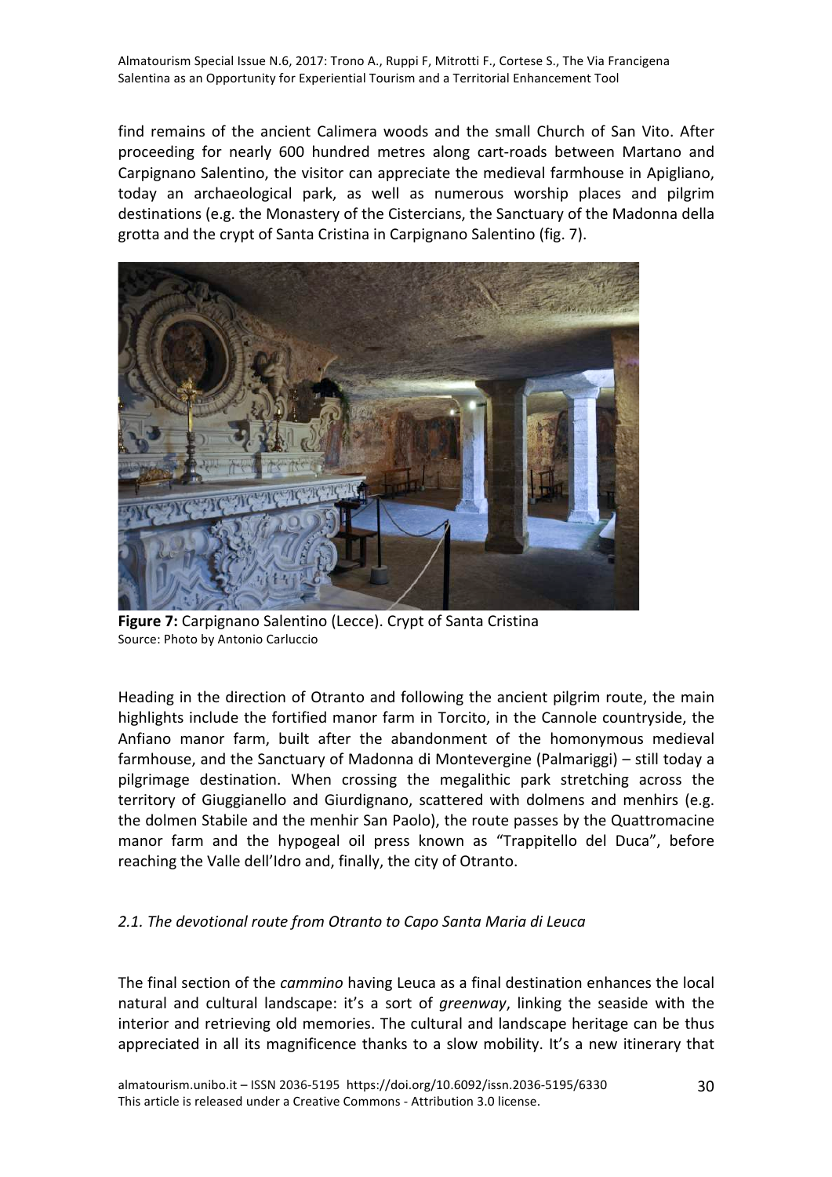find remains of the ancient Calimera woods and the small Church of San Vito. After proceeding for nearly 600 hundred metres along cart-roads between Martano and Carpignano Salentino, the visitor can appreciate the medieval farmhouse in Apigliano, today an archaeological park, as well as numerous worship places and pilgrim destinations (e.g. the Monastery of the Cistercians, the Sanctuary of the Madonna della grotta and the crypt of Santa Cristina in Carpignano Salentino (fig. 7).

**Figure 7:** Carpignano Salentino (Lecce). Crypt of Santa Cristina
Source: Photo by Antonio Carluccio

Heading in the direction of Otranto and following the ancient pilgrim route, the main highlights include the fortified manor farm in Torcito, in the Cannole countryside, the Anfiano manor farm, built after the abandonment of the homonymous medieval farmhouse, and the Sanctuary of Madonna di Montevergine (Palmariggi) – still today a pilgrimage destination. When crossing the megalithic park stretching across the territory of Giuggianello and Giurdignano, scattered with dolmens and menhirs (e.g. the dolmen Stabile and the menhir San Paolo), the route passes by the Quattromacine manor farm and the hypogeal oil press known as "Trappitello del Duca", before reaching the Valle dell'Idro and, finally, the city of Otranto.

### *2.1. The devotional route from Otranto to Capo Santa Maria di Leuca*

The final section of the *cammino* having Leuca as a final destination enhances the local natural and cultural landscape: it's a sort of *greenway*, linking the seaside with the interior and retrieving old memories. The cultural and landscape heritage can be thus appreciated in all its magnificence thanks to a slow mobility. It's a new itinerary that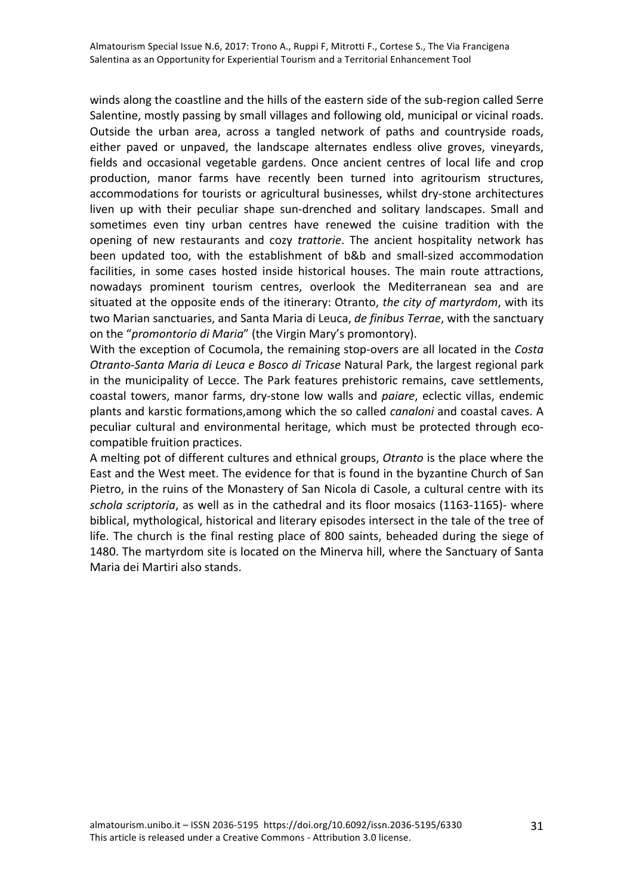winds along the coastline and the hills of the eastern side of the sub-region called Serre Salentine, mostly passing by small villages and following old, municipal or vicinal roads. Outside the urban area, across a tangled network of paths and countryside roads, either paved or unpaved, the landscape alternates endless olive groves, vineyards, fields and occasional vegetable gardens. Once ancient centres of local life and crop production, manor farms have recently been turned into agritourism structures, accommodations for tourists or agricultural businesses, whilst dry-stone architectures liven up with their peculiar shape sun-drenched and solitary landscapes. Small and sometimes even tiny urban centres have renewed the cuisine tradition with the opening of new restaurants and cozy *trattorie*. The ancient hospitality network has been updated too, with the establishment of b&b and small-sized accommodation facilities, in some cases hosted inside historical houses. The main route attractions, nowadays prominent tourism centres, overlook the Mediterranean sea and are situated at the opposite ends of the itinerary: Otranto, *the city of martyrdom*, with its two Marian sanctuaries, and Santa Maria di Leuca, *de finibus Terrae*, with the sanctuary on the "*promontorio di Maria*" (the Virgin Mary's promontory).

With the exception of Cocumola, the remaining stop-overs are all located in the *Costa Otranto-Santa Maria di Leuca e Bosco di Tricase* Natural Park, the largest regional park in the municipality of Lecce. The Park features prehistoric remains, cave settlements, coastal towers, manor farms, dry-stone low walls and *paiare*, eclectic villas, endemic plants and karstic formations,among which the so called *canaloni* and coastal caves. A peculiar cultural and environmental heritage, which must be protected through eco-compatible fruition practices.

A melting pot of different cultures and ethnical groups, *Otranto* is the place where the East and the West meet. The evidence for that is found in the byzantine Church of San Pietro, in the ruins of the Monastery of San Nicola di Casole, a cultural centre with its *schola scriptoria*, as well as in the cathedral and its floor mosaics (1163-1165)- where biblical, mythological, historical and literary episodes intersect in the tale of the tree of life. The church is the final resting place of 800 saints, beheaded during the siege of 1480. The martyrdom site is located on the Minerva hill, where the Sanctuary of Santa Maria dei Martiri also stands.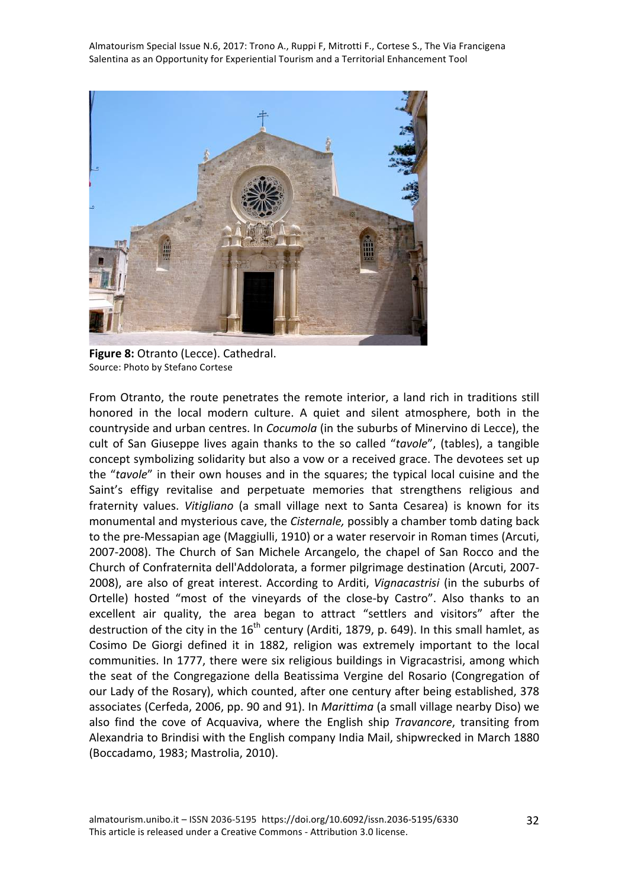**Figure 8:** Otranto (Lecce). Cathedral.
Source: Photo by Stefano Cortese

From Otranto, the route penetrates the remote interior, a land rich in traditions still honored in the local modern culture. A quiet and silent atmosphere, both in the countryside and urban centres. In *Cocumola* (in the suburbs of Minervino di Lecce), the cult of San Giuseppe lives again thanks to the so called "*tavole*", (tables), a tangible concept symbolizing solidarity but also a vow or a received grace. The devotees set up the "*tavole*" in their own houses and in the squares; the typical local cuisine and the Saint's effigy revitalise and perpetuate memories that strengthens religious and fraternity values. *Vitigliano* (a small village next to Santa Cesarea) is known for its monumental and mysterious cave, the *Cisternale,* possibly a chamber tomb dating back to the pre-Messapian age (Maggiulli, 1910) or a water reservoir in Roman times (Arcuti, 2007-2008). The Church of San Michele Arcangelo, the chapel of San Rocco and the Church of Confraternita dell'Addolorata, a former pilgrimage destination (Arcuti, 2007-2008), are also of great interest. According to Arditi, *Vignacastrisi* (in the suburbs of Ortelle) hosted "most of the vineyards of the close-by Castro". Also thanks to an excellent air quality, the area began to attract "settlers and visitors" after the destruction of the city in the 16th century (Arditi, 1879, p. 649). In this small hamlet, as Cosimo De Giorgi defined it in 1882, religion was extremely important to the local communities. In 1777, there were six religious buildings in Vigracastrisi, among which the seat of the Congregazione della Beatissima Vergine del Rosario (Congregation of our Lady of the Rosary), which counted, after one century after being established, 378 associates (Cerfeda, 2006, pp. 90 and 91). In *Marittima* (a small village nearby Diso) we also find the cove of Acquaviva, where the English ship *Travancore*, transiting from Alexandria to Brindisi with the English company India Mail, shipwrecked in March 1880 (Boccadamo, 1983; Mastrolia, 2010).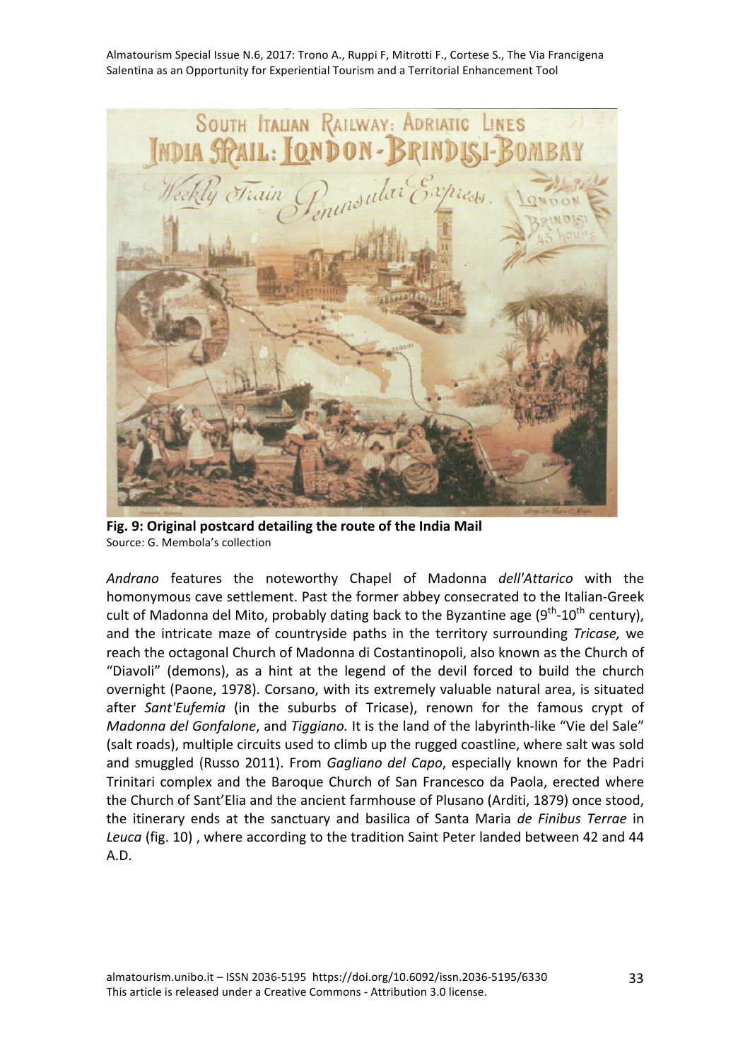**Fig. 9: Original postcard detailing the route of the India Mail**
Source: G. Membola's collection

*Andrano* features the noteworthy Chapel of Madonna *dell'Attarico* with the homonymous cave settlement. Past the former abbey consecrated to the Italian-Greek cult of Madonna del Mito, probably dating back to the Byzantine age (9th-10th century), and the intricate maze of countryside paths in the territory surrounding *Tricase,* we reach the octagonal Church of Madonna di Costantinopoli, also known as the Church of "Diavoli" (demons), as a hint at the legend of the devil forced to build the church overnight (Paone, 1978). Corsano, with its extremely valuable natural area, is situated after *Sant'Eufemia* (in the suburbs of Tricase), renown for the famous crypt of *Madonna del Gonfalone*, and *Tiggiano.* It is the land of the labyrinth-like "Vie del Sale" (salt roads), multiple circuits used to climb up the rugged coastline, where salt was sold and smuggled (Russo 2011). From *Gagliano del Capo*, especially known for the Padri Trinitari complex and the Baroque Church of San Francesco da Paola, erected where the Church of Sant'Elia and the ancient farmhouse of Plusano (Arditi, 1879) once stood, the itinerary ends at the sanctuary and basilica of Santa Maria *de Finibus Terrae* in *Leuca* (fig. 10) , where according to the tradition Saint Peter landed between 42 and 44 A.D.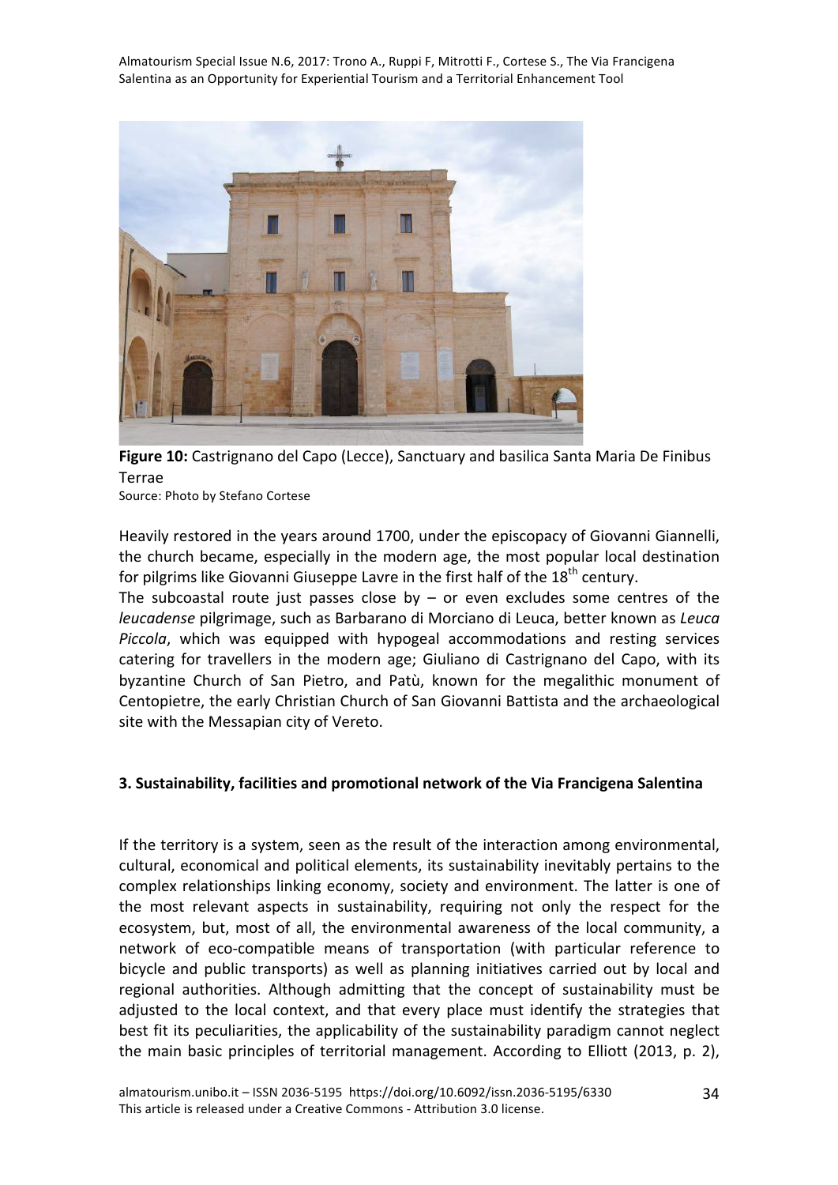**Figure 10:** Castrignano del Capo (Lecce), Sanctuary and basilica Santa Maria De Finibus Terrae
Source: Photo by Stefano Cortese

Heavily restored in the years around 1700, under the episcopacy of Giovanni Giannelli, the church became, especially in the modern age, the most popular local destination for pilgrims like Giovanni Giuseppe Lavre in the first half of the 18th century.
The subcoastal route just passes close by – or even excludes some centres of the *leucadense* pilgrimage, such as Barbarano di Morciano di Leuca, better known as *Leuca Piccola*, which was equipped with hypogeal accommodations and resting services catering for travellers in the modern age; Giuliano di Castrignano del Capo, with its byzantine Church of San Pietro, and Patù, known for the megalithic monument of Centopietre, the early Christian Church of San Giovanni Battista and the archaeological site with the Messapian city of Vereto.

## 3. Sustainability, facilities and promotional network of the Via Francigena Salentina

If the territory is a system, seen as the result of the interaction among environmental, cultural, economical and political elements, its sustainability inevitably pertains to the complex relationships linking economy, society and environment. The latter is one of the most relevant aspects in sustainability, requiring not only the respect for the ecosystem, but, most of all, the environmental awareness of the local community, a network of eco-compatible means of transportation (with particular reference to bicycle and public transports) as well as planning initiatives carried out by local and regional authorities. Although admitting that the concept of sustainability must be adjusted to the local context, and that every place must identify the strategies that best fit its peculiarities, the applicability of the sustainability paradigm cannot neglect the main basic principles of territorial management. According to Elliott (2013, p. 2),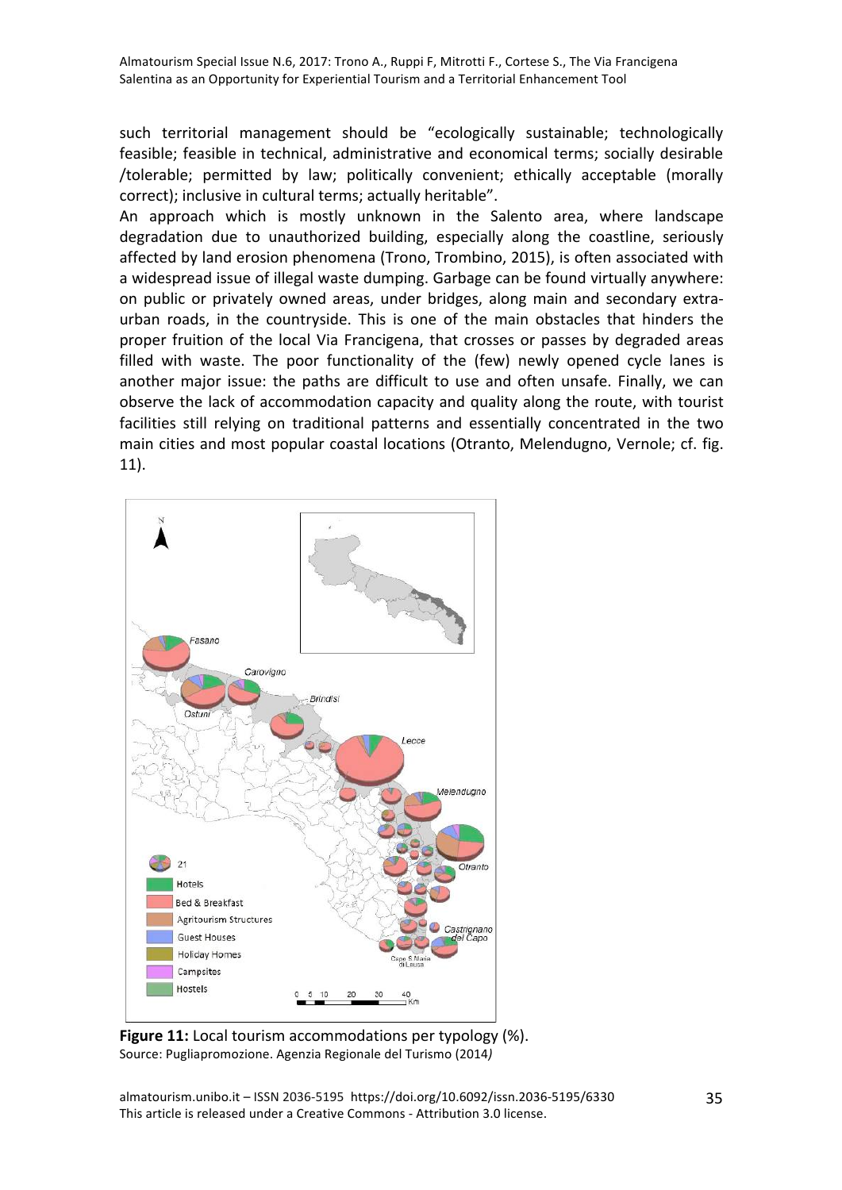such territorial management should be "ecologically sustainable; technologically feasible; feasible in technical, administrative and economical terms; socially desirable /tolerable; permitted by law; politically convenient; ethically acceptable (morally correct); inclusive in cultural terms; actually heritable".

An approach which is mostly unknown in the Salento area, where landscape degradation due to unauthorized building, especially along the coastline, seriously affected by land erosion phenomena (Trono, Trombino, 2015), is often associated with a widespread issue of illegal waste dumping. Garbage can be found virtually anywhere: on public or privately owned areas, under bridges, along main and secondary extra-urban roads, in the countryside. This is one of the main obstacles that hinders the proper fruition of the local Via Francigena, that crosses or passes by degraded areas filled with waste. The poor functionality of the (few) newly opened cycle lanes is another major issue: the paths are difficult to use and often unsafe. Finally, we can observe the lack of accommodation capacity and quality along the route, with tourist facilities still relying on traditional patterns and essentially concentrated in the two main cities and most popular coastal locations (Otranto, Melendugno, Vernole; cf. fig. 11).

**Figure 11:** Local tourism accommodations per typology (%).
Source: Pugliapromozione. Agenzia Regionale del Turismo (2014*)*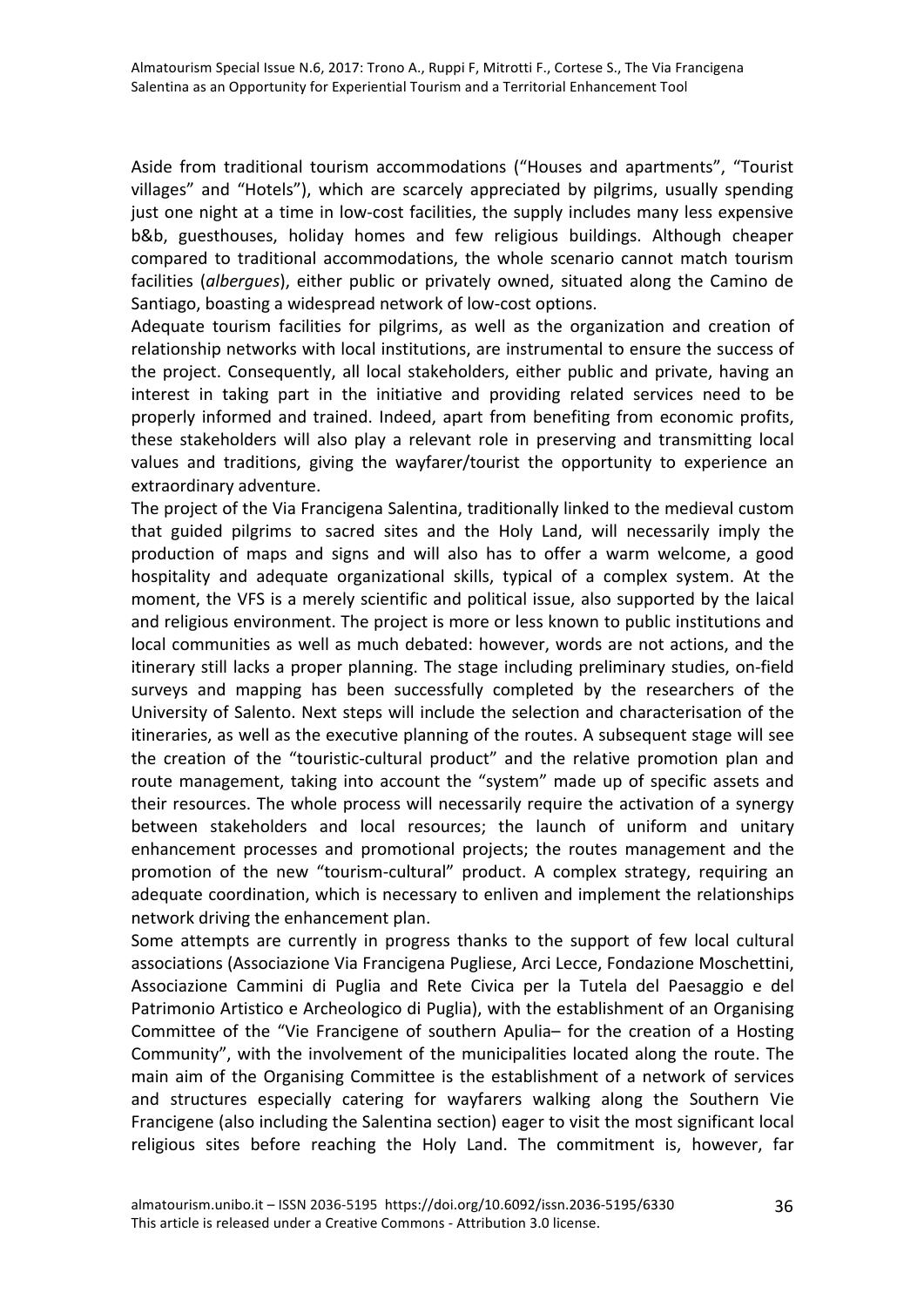Aside from traditional tourism accommodations ("Houses and apartments", "Tourist villages" and "Hotels"), which are scarcely appreciated by pilgrims, usually spending just one night at a time in low-cost facilities, the supply includes many less expensive b&b, guesthouses, holiday homes and few religious buildings. Although cheaper compared to traditional accommodations, the whole scenario cannot match tourism facilities (*albergues*), either public or privately owned, situated along the Camino de Santiago, boasting a widespread network of low-cost options.

Adequate tourism facilities for pilgrims, as well as the organization and creation of relationship networks with local institutions, are instrumental to ensure the success of the project. Consequently, all local stakeholders, either public and private, having an interest in taking part in the initiative and providing related services need to be properly informed and trained. Indeed, apart from benefiting from economic profits, these stakeholders will also play a relevant role in preserving and transmitting local values and traditions, giving the wayfarer/tourist the opportunity to experience an extraordinary adventure.

The project of the Via Francigena Salentina, traditionally linked to the medieval custom that guided pilgrims to sacred sites and the Holy Land, will necessarily imply the production of maps and signs and will also has to offer a warm welcome, a good hospitality and adequate organizational skills, typical of a complex system. At the moment, the VFS is a merely scientific and political issue, also supported by the laical and religious environment. The project is more or less known to public institutions and local communities as well as much debated: however, words are not actions, and the itinerary still lacks a proper planning. The stage including preliminary studies, on-field surveys and mapping has been successfully completed by the researchers of the University of Salento. Next steps will include the selection and characterisation of the itineraries, as well as the executive planning of the routes. A subsequent stage will see the creation of the "touristic-cultural product" and the relative promotion plan and route management, taking into account the "system" made up of specific assets and their resources. The whole process will necessarily require the activation of a synergy between stakeholders and local resources; the launch of uniform and unitary enhancement processes and promotional projects; the routes management and the promotion of the new "tourism-cultural" product. A complex strategy, requiring an adequate coordination, which is necessary to enliven and implement the relationships network driving the enhancement plan.

Some attempts are currently in progress thanks to the support of few local cultural associations (Associazione Via Francigena Pugliese, Arci Lecce, Fondazione Moschettini, Associazione Cammini di Puglia and Rete Civica per la Tutela del Paesaggio e del Patrimonio Artistico e Archeologico di Puglia), with the establishment of an Organising Committee of the "Vie Francigene of southern Apulia– for the creation of a Hosting Community", with the involvement of the municipalities located along the route. The main aim of the Organising Committee is the establishment of a network of services and structures especially catering for wayfarers walking along the Southern Vie Francigene (also including the Salentina section) eager to visit the most significant local religious sites before reaching the Holy Land. The commitment is, however, far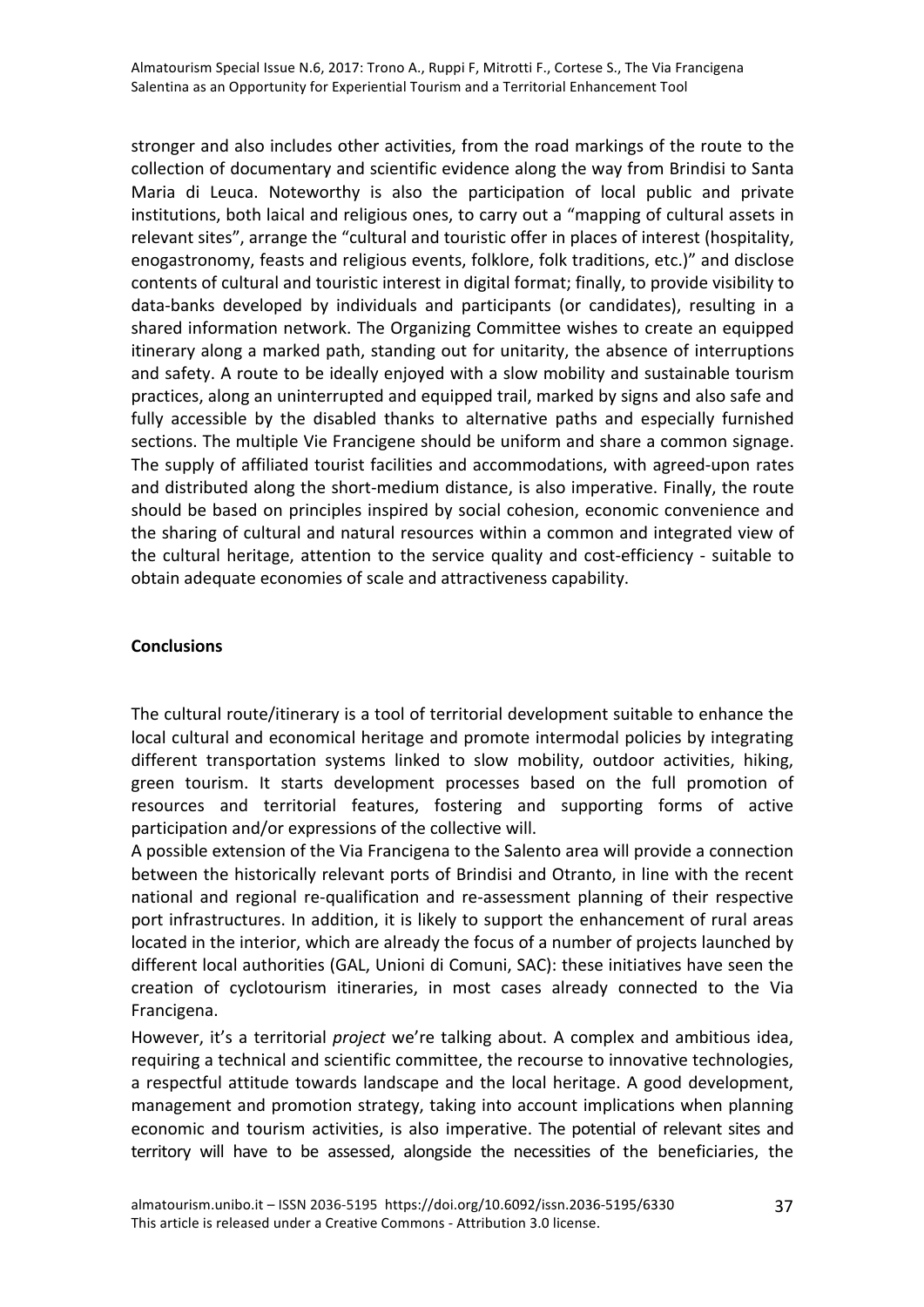stronger and also includes other activities, from the road markings of the route to the collection of documentary and scientific evidence along the way from Brindisi to Santa Maria di Leuca. Noteworthy is also the participation of local public and private institutions, both laical and religious ones, to carry out a "mapping of cultural assets in relevant sites", arrange the "cultural and touristic offer in places of interest (hospitality, enogastronomy, feasts and religious events, folklore, folk traditions, etc.)" and disclose contents of cultural and touristic interest in digital format; finally, to provide visibility to data-banks developed by individuals and participants (or candidates), resulting in a shared information network. The Organizing Committee wishes to create an equipped itinerary along a marked path, standing out for unitarity, the absence of interruptions and safety. A route to be ideally enjoyed with a slow mobility and sustainable tourism practices, along an uninterrupted and equipped trail, marked by signs and also safe and fully accessible by the disabled thanks to alternative paths and especially furnished sections. The multiple Vie Francigene should be uniform and share a common signage. The supply of affiliated tourist facilities and accommodations, with agreed-upon rates and distributed along the short-medium distance, is also imperative. Finally, the route should be based on principles inspired by social cohesion, economic convenience and the sharing of cultural and natural resources within a common and integrated view of the cultural heritage, attention to the service quality and cost-efficiency - suitable to obtain adequate economies of scale and attractiveness capability.

## Conclusions

The cultural route/itinerary is a tool of territorial development suitable to enhance the local cultural and economical heritage and promote intermodal policies by integrating different transportation systems linked to slow mobility, outdoor activities, hiking, green tourism. It starts development processes based on the full promotion of resources and territorial features, fostering and supporting forms of active participation and/or expressions of the collective will.

A possible extension of the Via Francigena to the Salento area will provide a connection between the historically relevant ports of Brindisi and Otranto, in line with the recent national and regional re-qualification and re-assessment planning of their respective port infrastructures. In addition, it is likely to support the enhancement of rural areas located in the interior, which are already the focus of a number of projects launched by different local authorities (GAL, Unioni di Comuni, SAC): these initiatives have seen the creation of cyclotourism itineraries, in most cases already connected to the Via Francigena.

However, it's a territorial *project* we're talking about. A complex and ambitious idea, requiring a technical and scientific committee, the recourse to innovative technologies, a respectful attitude towards landscape and the local heritage. A good development, management and promotion strategy, taking into account implications when planning economic and tourism activities, is also imperative. The potential of relevant sites and territory will have to be assessed, alongside the necessities of the beneficiaries, the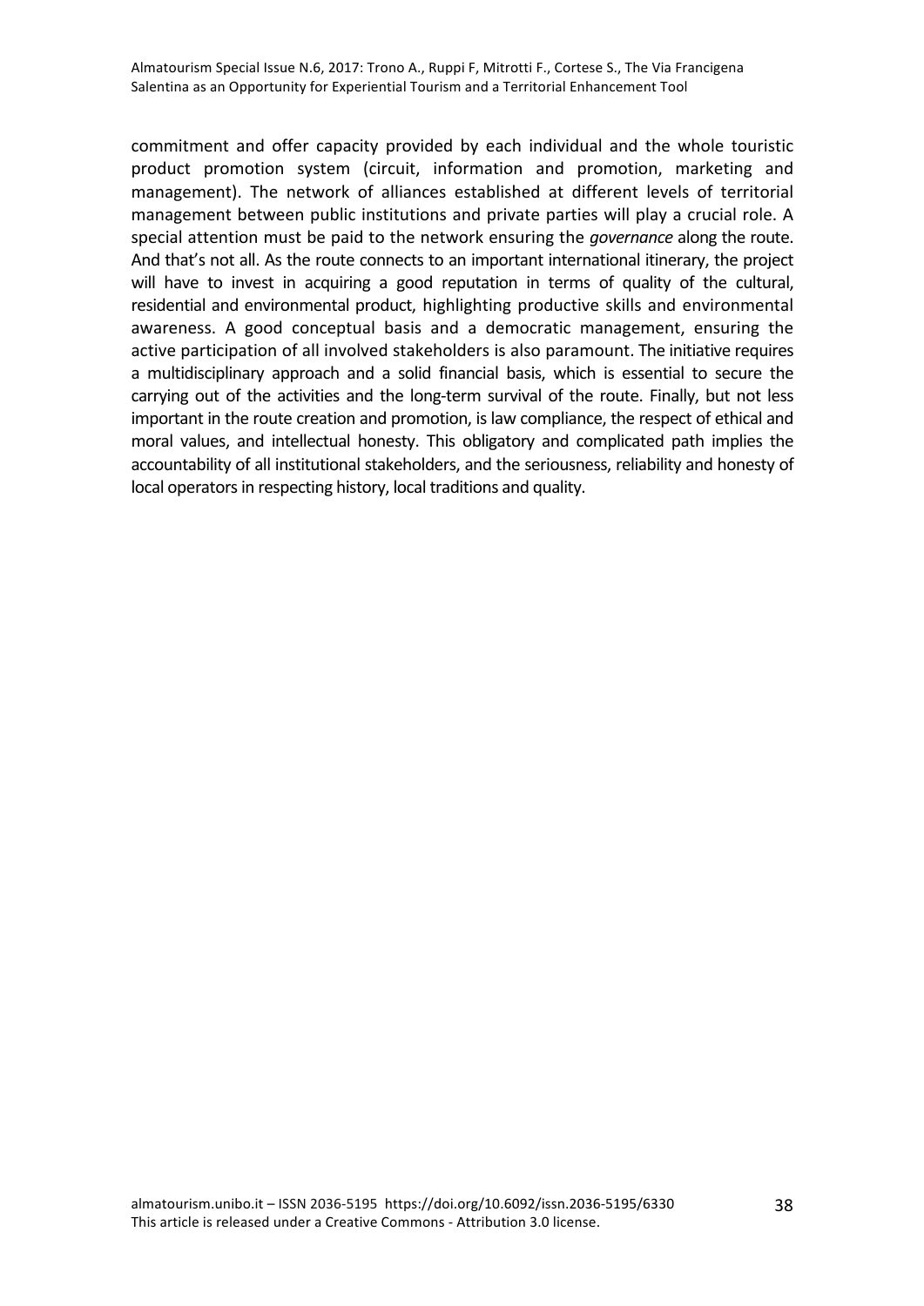commitment and offer capacity provided by each individual and the whole touristic product promotion system (circuit, information and promotion, marketing and management). The network of alliances established at different levels of territorial management between public institutions and private parties will play a crucial role. A special attention must be paid to the network ensuring the *governance* along the route. And that's not all. As the route connects to an important international itinerary, the project will have to invest in acquiring a good reputation in terms of quality of the cultural, residential and environmental product, highlighting productive skills and environmental awareness. A good conceptual basis and a democratic management, ensuring the active participation of all involved stakeholders is also paramount. The initiative requires a multidisciplinary approach and a solid financial basis, which is essential to secure the carrying out of the activities and the long-term survival of the route. Finally, but not less important in the route creation and promotion, is law compliance, the respect of ethical and moral values, and intellectual honesty. This obligatory and complicated path implies the accountability of all institutional stakeholders, and the seriousness, reliability and honesty of local operators in respecting history, local traditions and quality.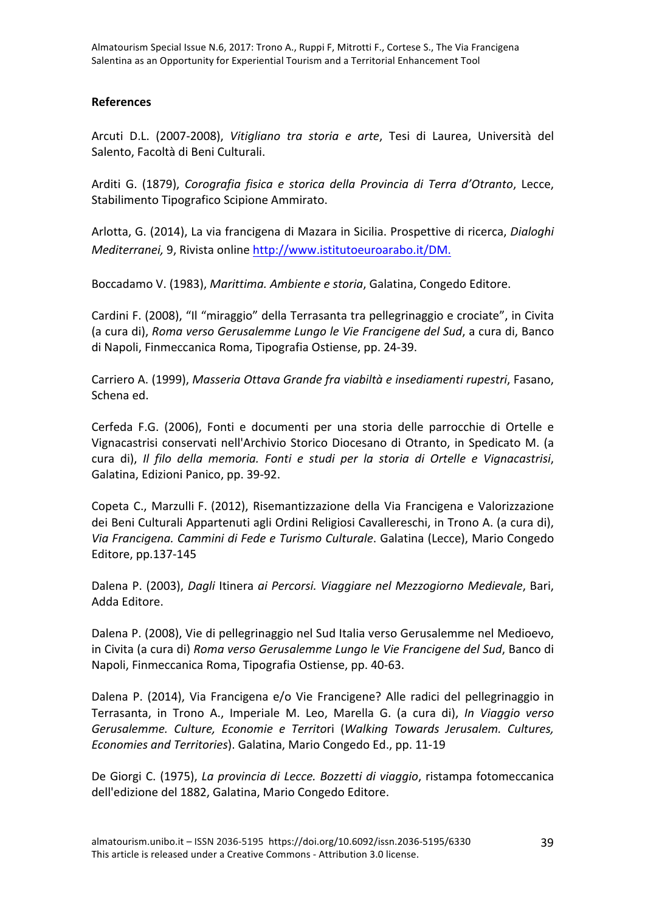**References**

Arcuti D.L. (2007-2008), *Vitigliano tra storia e arte*, Tesi di Laurea, Università del Salento, Facoltà di Beni Culturali.

Arditi G. (1879), *Corografia fisica e storica della Provincia di Terra d'Otranto*, Lecce, Stabilimento Tipografico Scipione Ammirato.

Arlotta, G. (2014), La via francigena di Mazara in Sicilia. Prospettive di ricerca, *Dialoghi Mediterranei,* 9, Rivista online http://www.istitutoeuroarabo.it/DM.

Boccadamo V. (1983), *Marittima. Ambiente e storia*, Galatina, Congedo Editore.

Cardini F. (2008), "Il "miraggio" della Terrasanta tra pellegrinaggio e crociate", in Civita (a cura di), *Roma verso Gerusalemme Lungo le Vie Francigene del Sud*, a cura di, Banco di Napoli, Finmeccanica Roma, Tipografia Ostiense, pp. 24-39.

Carriero A. (1999), *Masseria Ottava Grande fra viabiltà e insediamenti rupestri*, Fasano, Schena ed.

Cerfeda F.G. (2006), Fonti e documenti per una storia delle parrocchie di Ortelle e Vignacastrisi conservati nell'Archivio Storico Diocesano di Otranto, in Spedicato M. (a cura di), *Il filo della memoria. Fonti e studi per la storia di Ortelle e Vignacastrisi*, Galatina, Edizioni Panico, pp. 39-92.

Copeta C., Marzulli F. (2012), Risemantizzazione della Via Francigena e Valorizzazione dei Beni Culturali Appartenuti agli Ordini Religiosi Cavallereschi, in Trono A. (a cura di), *Via Francigena. Cammini di Fede e Turismo Culturale*. Galatina (Lecce), Mario Congedo Editore, pp.137-145

Dalena P. (2003), *Dagli* Itinera *ai Percorsi. Viaggiare nel Mezzogiorno Medievale*, Bari, Adda Editore.

Dalena P. (2008), Vie di pellegrinaggio nel Sud Italia verso Gerusalemme nel Medioevo, in Civita (a cura di) *Roma verso Gerusalemme Lungo le Vie Francigene del Sud*, Banco di Napoli, Finmeccanica Roma, Tipografia Ostiense, pp. 40-63.

Dalena P. (2014), Via Francigena e/o Vie Francigene? Alle radici del pellegrinaggio in Terrasanta, in Trono A., Imperiale M. Leo, Marella G. (a cura di), *In Viaggio verso Gerusalemme. Culture, Economie e Territ*ori (*Walking Towards Jerusalem. Cultures, Economies and Territories*). Galatina, Mario Congedo Ed., pp. 11-19

De Giorgi C. (1975), *La provincia di Lecce. Bozzetti di viaggio*, ristampa fotomeccanica dell'edizione del 1882, Galatina, Mario Congedo Editore.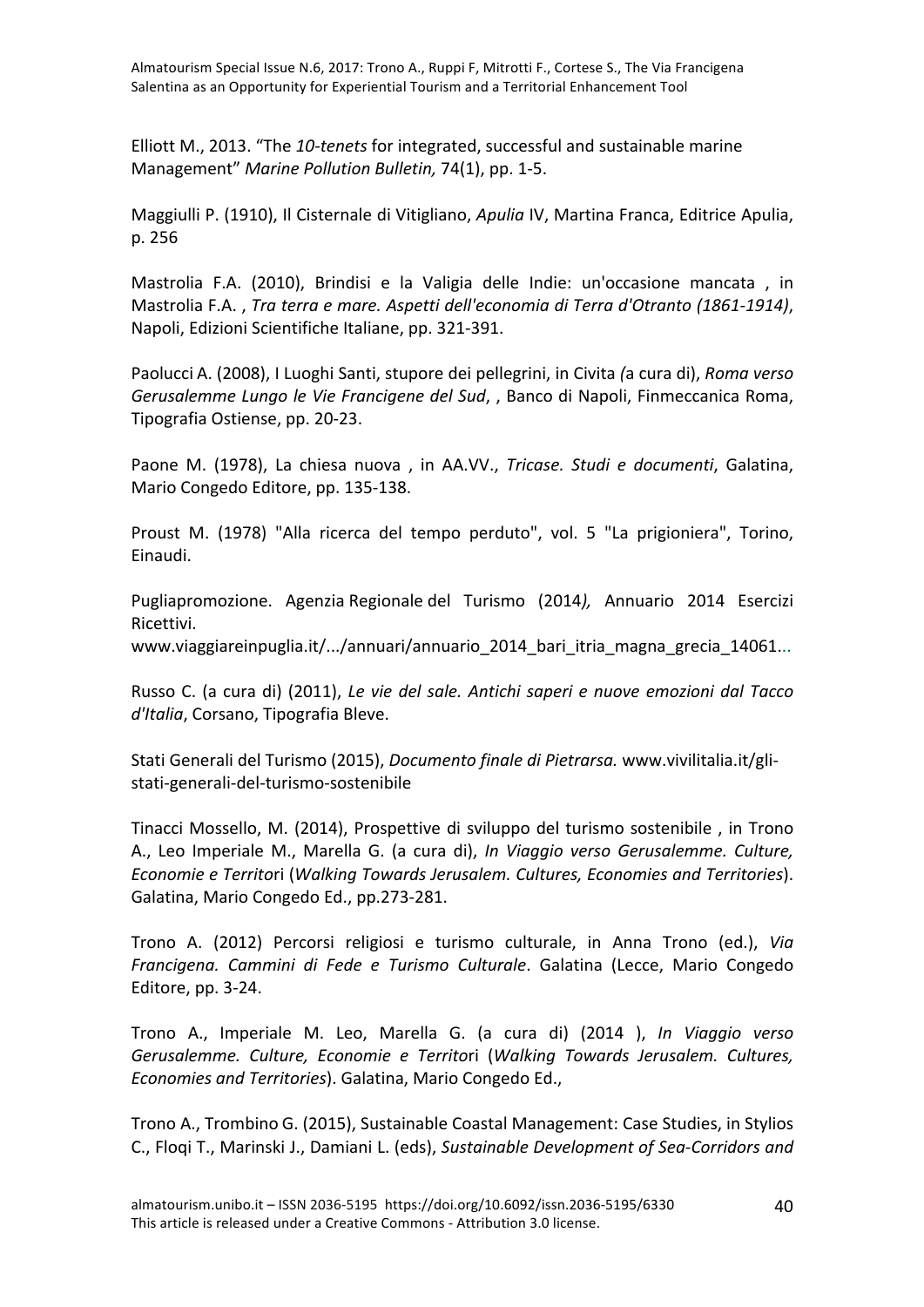Elliott M., 2013. “The *10-tenets* for integrated, successful and sustainable marine Management” *Marine Pollution Bulletin,* 74(1), pp. 1-5.

Maggiulli P. (1910), Il Cisternale di Vitigliano, *Apulia* IV, Martina Franca, Editrice Apulia, p. 256

Mastrolia F.A. (2010), Brindisi e la Valigia delle Indie: un'occasione mancata , in Mastrolia F.A. , *Tra terra e mare. Aspetti dell'economia di Terra d'Otranto (1861-1914)*, Napoli, Edizioni Scientifiche Italiane, pp. 321-391.

Paolucci A. (2008), I Luoghi Santi, stupore dei pellegrini, in Civita *(*a cura di), *Roma verso Gerusalemme Lungo le Vie Francigene del Sud*, , Banco di Napoli, Finmeccanica Roma, Tipografia Ostiense, pp. 20-23.

Paone M. (1978), La chiesa nuova , in AA.VV., *Tricase. Studi e documenti*, Galatina, Mario Congedo Editore, pp. 135-138.

Proust M. (1978) "Alla ricerca del tempo perduto", vol. 5 "La prigioniera", Torino, Einaudi.

Pugliapromozione. Agenzia Regionale del Turismo (2014*),* Annuario 2014 Esercizi Ricettivi.
www.viaggiareinpuglia.it/.../annuari/annuario_2014_bari_itria_magna_grecia_14061...

Russo C. (a cura di) (2011), *Le vie del sale. Antichi saperi e nuove emozioni dal Tacco d'Italia*, Corsano, Tipografia Bleve.

Stati Generali del Turismo (2015), *Documento finale di Pietrarsa.* www.vivilitalia.it/gli-stati-generali-del-turismo-sostenibile

Tinacci Mossello, M. (2014), Prospettive di sviluppo del turismo sostenibile , in Trono A., Leo Imperiale M., Marella G. (a cura di), *In Viaggio verso Gerusalemme. Culture, Economie e Territo*ri (*Walking Towards Jerusalem. Cultures, Economies and Territories*). Galatina, Mario Congedo Ed., pp.273-281.

Trono A. (2012) Percorsi religiosi e turismo culturale, in Anna Trono (ed.), *Via Francigena. Cammini di Fede e Turismo Culturale*. Galatina (Lecce, Mario Congedo Editore, pp. 3-24.

Trono A., Imperiale M. Leo, Marella G. (a cura di) (2014 ), *In Viaggio verso Gerusalemme. Culture, Economie e Territo*ri (*Walking Towards Jerusalem. Cultures, Economies and Territories*). Galatina, Mario Congedo Ed.,

Trono A., Trombino G. (2015), Sustainable Coastal Management: Case Studies, in Stylios C., Floqi T., Marinski J., Damiani L. (eds), *Sustainable Development of Sea-Corridors and*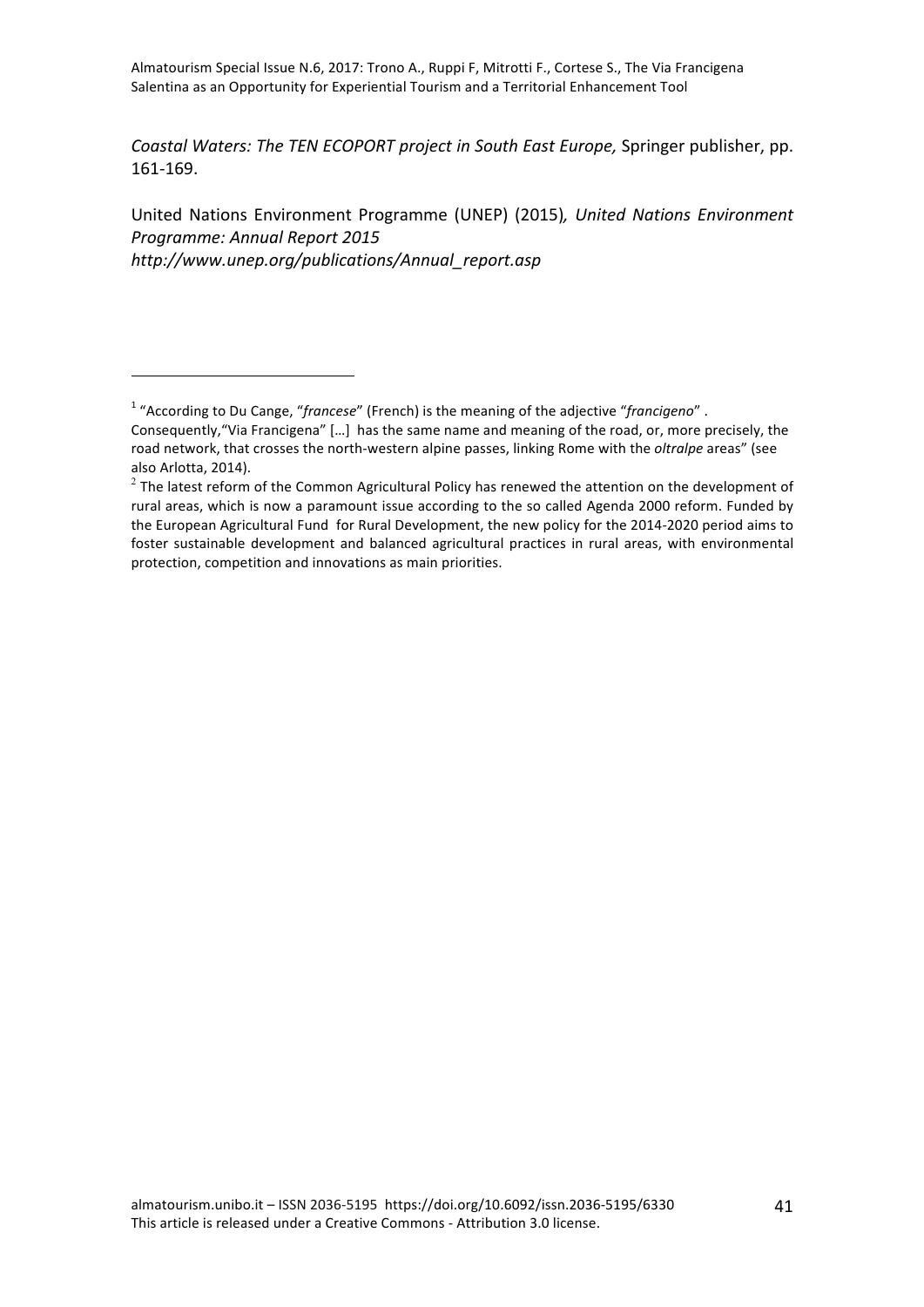*Coastal Waters: The TEN ECOPORT project in South East Europe,* Springer publisher, pp. 161-169.

United Nations Environment Programme (UNEP) (2015)*, United Nations Environment Programme: Annual Report 2015*
*http://www.unep.org/publications/Annual_report.asp*

---

[1] "According to Du Cange, "*francese*" (French) is the meaning of the adjective "*francigeno*" . Consequently,"Via Francigena" […] has the same name and meaning of the road, or, more precisely, the road network, that crosses the north-western alpine passes, linking Rome with the *oltralpe* areas" (see also Arlotta, 2014).

[2] The latest reform of the Common Agricultural Policy has renewed the attention on the development of rural areas, which is now a paramount issue according to the so called Agenda 2000 reform. Funded by the European Agricultural Fund for Rural Development, the new policy for the 2014-2020 period aims to foster sustainable development and balanced agricultural practices in rural areas, with environmental protection, competition and innovations as main priorities.